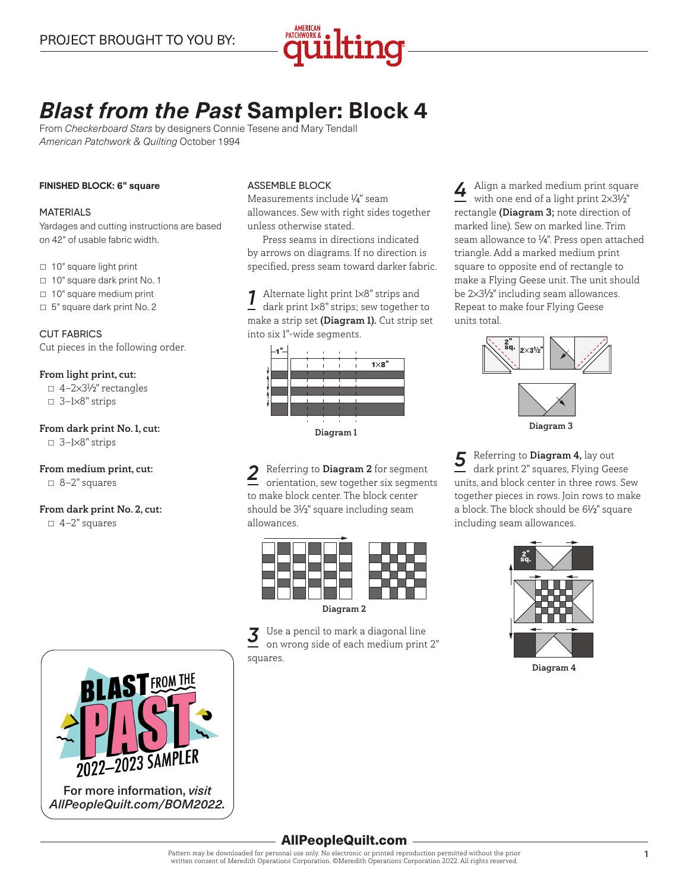PROJECT BROUGHT TO YOU BY: American Patchwork & Quilting

# *Blast from the Past* Sampler: Block 4

From *Checkerboard Stars* by designers Connie Tesene and Mary Tendall
*American Patchwork & Quilting* October 1994

**FINISHED BLOCK: 6" square**

## MATERIALS

Yardages and cutting instructions are based on 42" of usable fabric width.

- ☐ 10" square light print
- ☐ 10" square dark print No. 1
- ☐ 10" square medium print
- ☐ 5" square dark print No. 2

## CUT FABRICS

Cut pieces in the following order.

**From light print, cut:**
- ☐ 4–2×3½" rectangles
- ☐ 3–1×8" strips

**From dark print No. 1, cut:**
- ☐ 3–1×8" strips

**From medium print, cut:**
- ☐ 8–2" squares

**From dark print No. 2, cut:**
- ☐ 4–2" squares

## ASSEMBLE BLOCK

Measurements include ¼" seam allowances. Sew with right sides together unless otherwise stated.

Press seams in directions indicated by arrows on diagrams. If no direction is specified, press seam toward darker fabric.

**1** Alternate light print 1×8" strips and dark print 1×8" strips; sew together to make a strip set **(Diagram 1).** Cut strip set into six 1"-wide segments.

Diagram 1

**2** Referring to **Diagram 2** for segment orientation, sew together six segments to make block center. The block center should be 3½" square including seam allowances.

Diagram 2

**3** Use a pencil to mark a diagonal line on wrong side of each medium print 2" squares.

**4** Align a marked medium print square with one end of a light print 2×3½" rectangle **(Diagram 3;** note direction of marked line). Sew on marked line. Trim seam allowance to ¼". Press open attached triangle. Add a marked medium print square to opposite end of rectangle to make a Flying Geese unit. The unit should be 2×3½" including seam allowances. Repeat to make four Flying Geese units total.

Diagram 3

**5** Referring to **Diagram 4,** lay out dark print 2" squares, Flying Geese units, and block center in three rows. Sew together pieces in rows. Join rows to make a block. The block should be 6½" square including seam allowances.

Diagram 4

BLAST FROM THE PAST 2022–2023 SAMPLER

For more information, *visit AllPeopleQuilt.com/BOM2022.*

AllPeopleQuilt.com

Pattern may be downloaded for personal use only. No electronic or printed reproduction permitted without the prior written consent of Meredith Operations Corporation. ©Meredith Operations Corporation 2022. All rights reserved.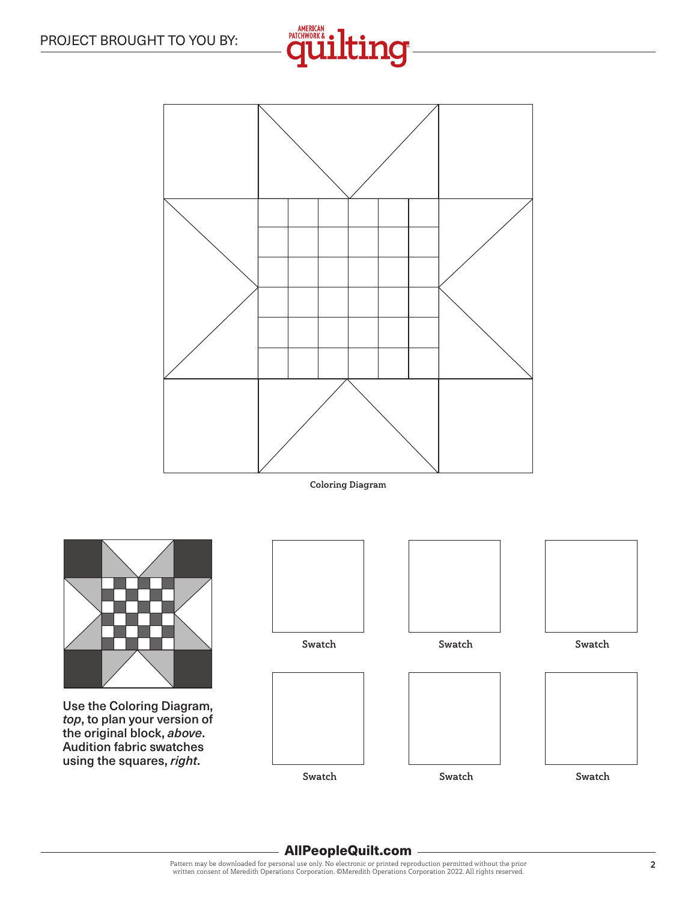PROJECT BROUGHT TO YOU BY:

Coloring Diagram

Use the Coloring Diagram, *top*, to plan your version of the original block, *above*. Audition fabric swatches using the squares, *right*.

Swatch

Swatch

Swatch

Swatch

Swatch

Swatch

AllPeopleQuilt.com

Pattern may be downloaded for personal use only. No electronic or printed reproduction permitted without the prior written consent of Meredith Operations Corporation. ©Meredith Operations Corporation 2022. All rights reserved.